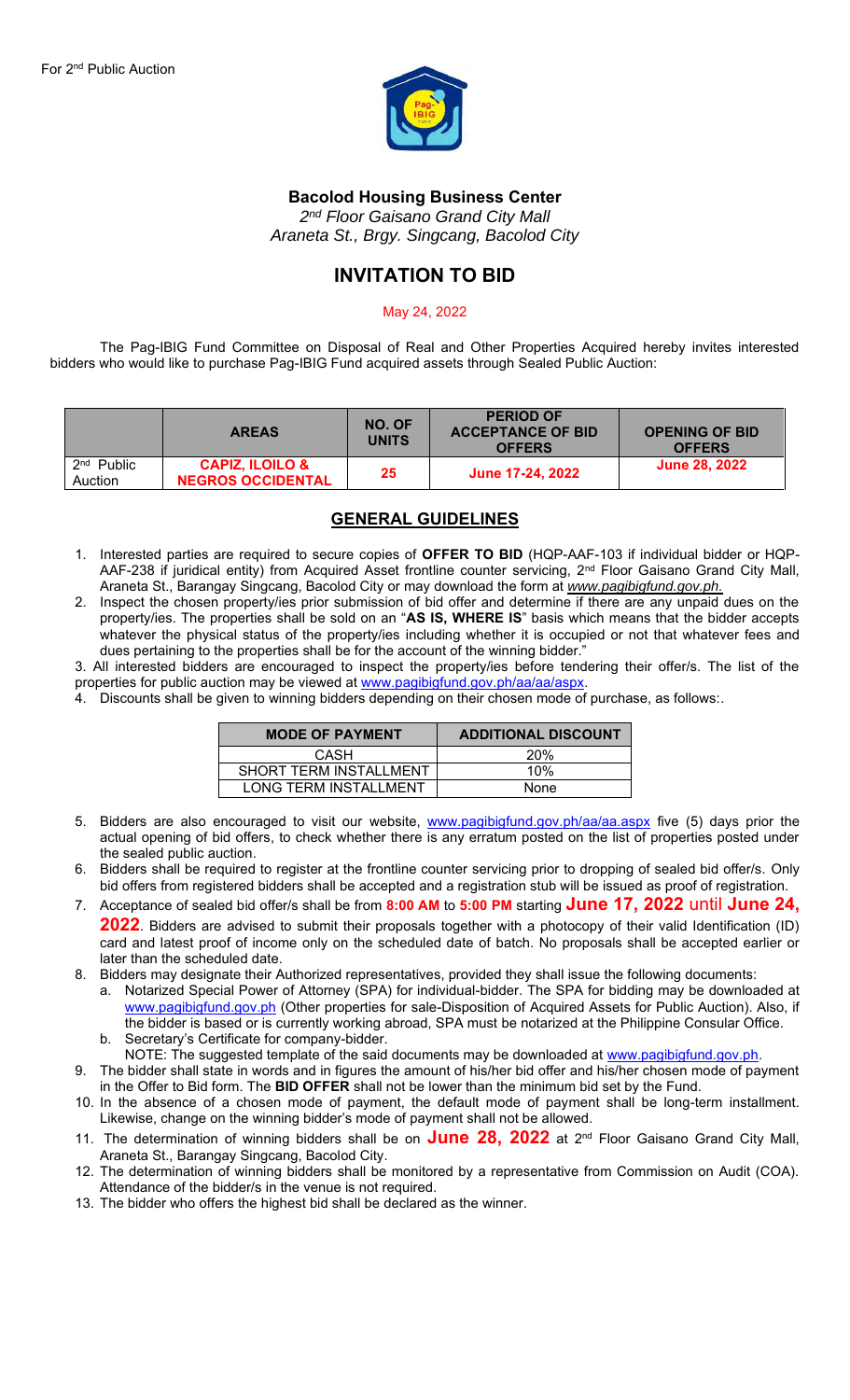For 2nd Public Auction

**Bacolod Housing Business Center**

*2nd Floor Gaisano Grand City Mall*
*Araneta St., Brgy. Singcang, Bacolod City*

# INVITATION TO BID

May 24, 2022

The Pag-IBIG Fund Committee on Disposal of Real and Other Properties Acquired hereby invites interested bidders who would like to purchase Pag-IBIG Fund acquired assets through Sealed Public Auction:

| | AREAS | NO. OF UNITS | PERIOD OF ACCEPTANCE OF BID OFFERS | OPENING OF BID OFFERS |
|---|---|---|---|---|
| 2nd Public Auction | **CAPIZ, ILOILO & NEGROS OCCIDENTAL** | **25** | **June 17-24, 2022** | **June 28, 2022** |

## GENERAL GUIDELINES

1. Interested parties are required to secure copies of **OFFER TO BID** (HQP-AAF-103 if individual bidder or HQP-AAF-238 if juridical entity) from Acquired Asset frontline counter servicing, 2nd Floor Gaisano Grand City Mall, Araneta St., Barangay Singcang, Bacolod City or may download the form at *www.pagibigfund.gov.ph.*
2. Inspect the chosen property/ies prior submission of bid offer and determine if there are any unpaid dues on the property/ies. The properties shall be sold on an "**AS IS, WHERE IS**" basis which means that the bidder accepts whatever the physical status of the property/ies including whether it is occupied or not that whatever fees and dues pertaining to the properties shall be for the account of the winning bidder."

3. All interested bidders are encouraged to inspect the property/ies before tendering their offer/s. The list of the properties for public auction may be viewed at www.pagibigfund.gov.ph/aa/aa/aspx.

4. Discounts shall be given to winning bidders depending on their chosen mode of purchase, as follows:.

| MODE OF PAYMENT | ADDITIONAL DISCOUNT |
|---|---|
| CASH | 20% |
| SHORT TERM INSTALLMENT | 10% |
| LONG TERM INSTALLMENT | None |

5. Bidders are also encouraged to visit our website, www.pagibigfund.gov.ph/aa/aa.aspx five (5) days prior the actual opening of bid offers, to check whether there is any erratum posted on the list of properties posted under the sealed public auction.
6. Bidders shall be required to register at the frontline counter servicing prior to dropping of sealed bid offer/s. Only bid offers from registered bidders shall be accepted and a registration stub will be issued as proof of registration.
7. Acceptance of sealed bid offer/s shall be from **8:00 AM** to **5:00 PM** starting **June 17, 2022** until **June 24, 2022**. Bidders are advised to submit their proposals together with a photocopy of their valid Identification (ID) card and latest proof of income only on the scheduled date of batch. No proposals shall be accepted earlier or later than the scheduled date.
8. Bidders may designate their Authorized representatives, provided they shall issue the following documents:
   a. Notarized Special Power of Attorney (SPA) for individual-bidder. The SPA for bidding may be downloaded at www.pagibigfund.gov.ph (Other properties for sale-Disposition of Acquired Assets for Public Auction). Also, if the bidder is based or is currently working abroad, SPA must be notarized at the Philippine Consular Office.
   b. Secretary's Certificate for company-bidder.

   NOTE: The suggested template of the said documents may be downloaded at www.pagibigfund.gov.ph.
9. The bidder shall state in words and in figures the amount of his/her bid offer and his/her chosen mode of payment in the Offer to Bid form. The **BID OFFER** shall not be lower than the minimum bid set by the Fund.
10. In the absence of a chosen mode of payment, the default mode of payment shall be long-term installment. Likewise, change on the winning bidder's mode of payment shall not be allowed.
11. The determination of winning bidders shall be on **June 28, 2022** at 2nd Floor Gaisano Grand City Mall, Araneta St., Barangay Singcang, Bacolod City.
12. The determination of winning bidders shall be monitored by a representative from Commission on Audit (COA). Attendance of the bidder/s in the venue is not required.
13. The bidder who offers the highest bid shall be declared as the winner.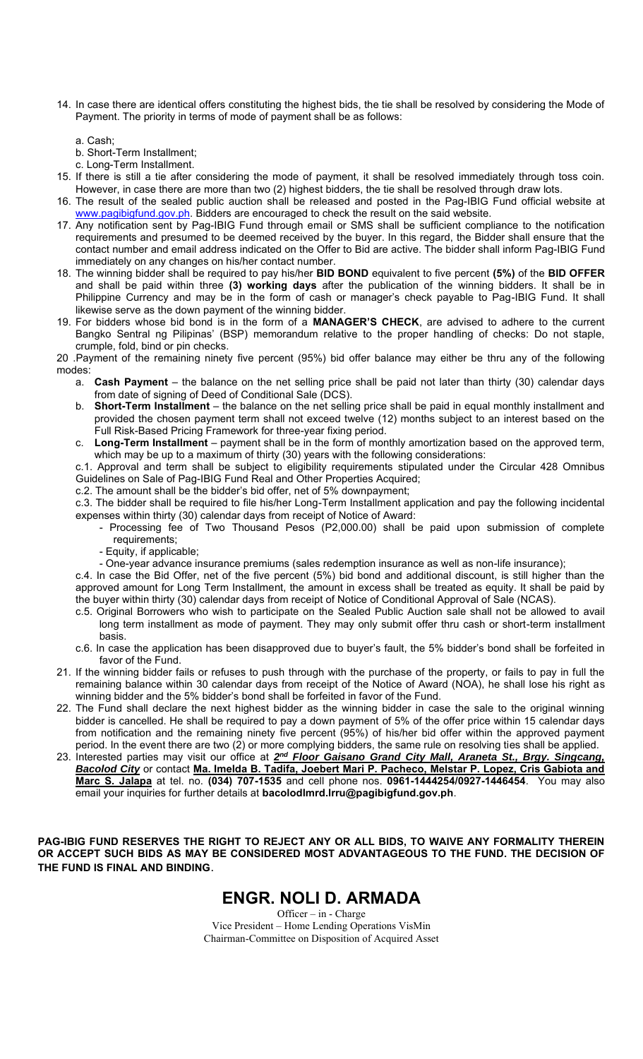14. In case there are identical offers constituting the highest bids, the tie shall be resolved by considering the Mode of Payment. The priority in terms of mode of payment shall be as follows:

    a. Cash;
    b. Short-Term Installment;
    c. Long-Term Installment.

15. If there is still a tie after considering the mode of payment, it shall be resolved immediately through toss coin. However, in case there are more than two (2) highest bidders, the tie shall be resolved through draw lots.
16. The result of the sealed public auction shall be released and posted in the Pag-IBIG Fund official website at www.pagibigfund.gov.ph. Bidders are encouraged to check the result on the said website.
17. Any notification sent by Pag-IBIG Fund through email or SMS shall be sufficient compliance to the notification requirements and presumed to be deemed received by the buyer. In this regard, the Bidder shall ensure that the contact number and email address indicated on the Offer to Bid are active. The bidder shall inform Pag-IBIG Fund immediately on any changes on his/her contact number.
18. The winning bidder shall be required to pay his/her **BID BOND** equivalent to five percent **(5%)** of the **BID OFFER** and shall be paid within three **(3) working days** after the publication of the winning bidders. It shall be in Philippine Currency and may be in the form of cash or manager's check payable to Pag-IBIG Fund. It shall likewise serve as the down payment of the winning bidder.
19. For bidders whose bid bond is in the form of a **MANAGER'S CHECK**, are advised to adhere to the current Bangko Sentral ng Pilipinas' (BSP) memorandum relative to the proper handling of checks: Do not staple, crumple, fold, bind or pin checks.

20 .Payment of the remaining ninety five percent (95%) bid offer balance may either be thru any of the following modes:

   a. **Cash Payment** – the balance on the net selling price shall be paid not later than thirty (30) calendar days from date of signing of Deed of Conditional Sale (DCS).
   b. **Short-Term Installment** – the balance on the net selling price shall be paid in equal monthly installment and provided the chosen payment term shall not exceed twelve (12) months subject to an interest based on the Full Risk-Based Pricing Framework for three-year fixing period.
   c. **Long-Term Installment** – payment shall be in the form of monthly amortization based on the approved term, which may be up to a maximum of thirty (30) years with the following considerations:

   c.1. Approval and term shall be subject to eligibility requirements stipulated under the Circular 428 Omnibus Guidelines on Sale of Pag-IBIG Fund Real and Other Properties Acquired;

   c.2. The amount shall be the bidder's bid offer, net of 5% downpayment;

   c.3. The bidder shall be required to file his/her Long-Term Installment application and pay the following incidental expenses within thirty (30) calendar days from receipt of Notice of Award:

   - Processing fee of Two Thousand Pesos (P2,000.00) shall be paid upon submission of complete requirements;
   - Equity, if applicable;
   - One-year advance insurance premiums (sales redemption insurance as well as non-life insurance);

   c.4. In case the Bid Offer, net of the five percent (5%) bid bond and additional discount, is still higher than the approved amount for Long Term Installment, the amount in excess shall be treated as equity. It shall be paid by the buyer within thirty (30) calendar days from receipt of Notice of Conditional Approval of Sale (NCAS).

   c.5. Original Borrowers who wish to participate on the Sealed Public Auction sale shall not be allowed to avail long term installment as mode of payment. They may only submit offer thru cash or short-term installment basis.

   c.6. In case the application has been disapproved due to buyer's fault, the 5% bidder's bond shall be forfeited in favor of the Fund.

21. If the winning bidder fails or refuses to push through with the purchase of the property, or fails to pay in full the remaining balance within 30 calendar days from receipt of the Notice of Award (NOA), he shall lose his right as winning bidder and the 5% bidder's bond shall be forfeited in favor of the Fund.
22. The Fund shall declare the next highest bidder as the winning bidder in case the sale to the original winning bidder is cancelled. He shall be required to pay a down payment of 5% of the offer price within 15 calendar days from notification and the remaining ninety five percent (95%) of his/her bid offer within the approved payment period. In the event there are two (2) or more complying bidders, the same rule on resolving ties shall be applied.
23. Interested parties may visit our office at ***2nd Floor Gaisano Grand City Mall, Araneta St., Brgy. Singcang, Bacolod City*** or contact **Ma. Imelda B. Tadifa, Joebert Mari P. Pacheco, Melstar P. Lopez, Cris Gabiota and Marc S. Jalapa** at tel. no. **(034) 707-1535** and cell phone nos. **0961-1444254/0927-1446454**. You may also email your inquiries for further details at **bacolodlmrd.lrru@pagibigfund.gov.ph**.

**PAG-IBIG FUND RESERVES THE RIGHT TO REJECT ANY OR ALL BIDS, TO WAIVE ANY FORMALITY THEREIN OR ACCEPT SUCH BIDS AS MAY BE CONSIDERED MOST ADVANTAGEOUS TO THE FUND. THE DECISION OF THE FUND IS FINAL AND BINDING.**

## ENGR. NOLI D. ARMADA

Officer – in - Charge
Vice President – Home Lending Operations VisMin
Chairman-Committee on Disposition of Acquired Asset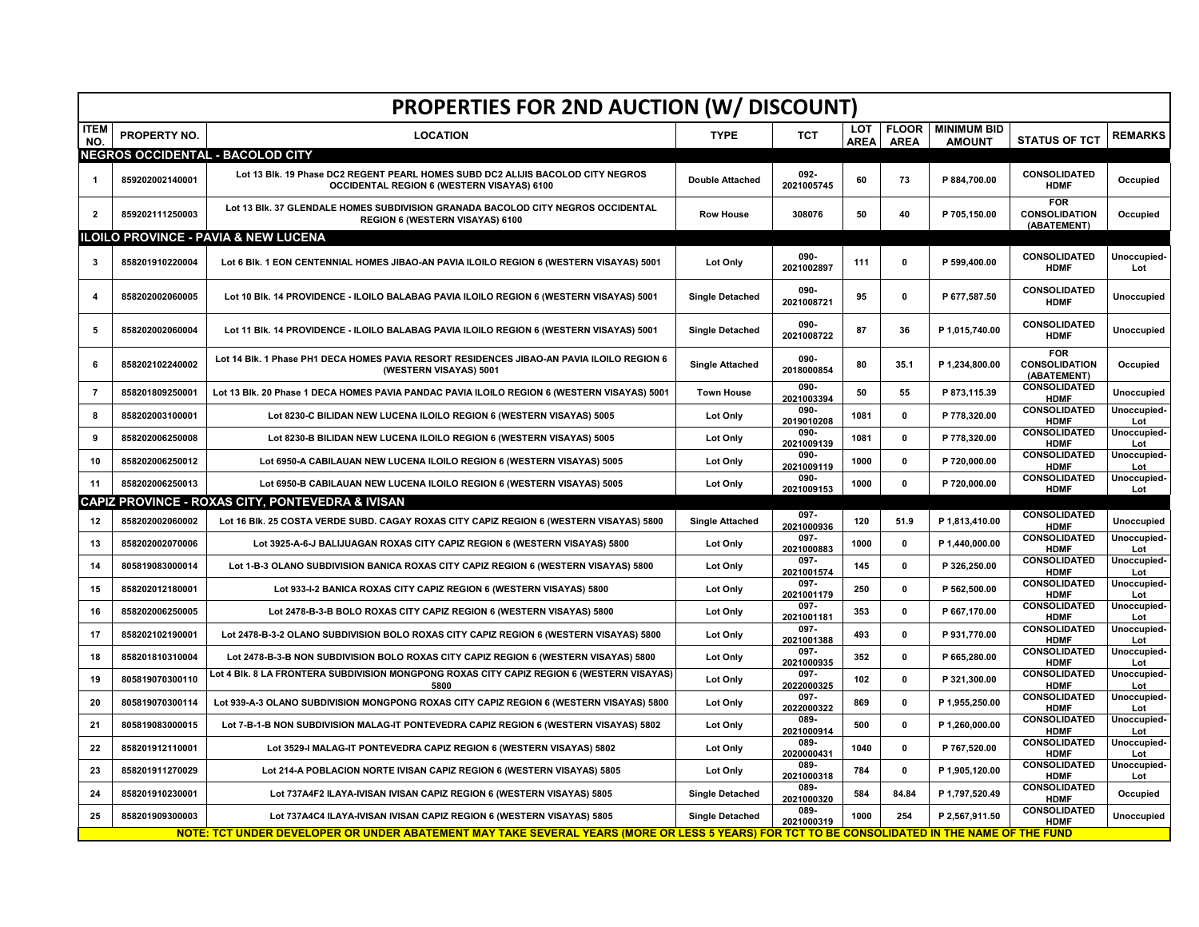# PROPERTIES FOR 2ND AUCTION (W/ DISCOUNT)

| ITEM NO. | PROPERTY NO. | LOCATION | TYPE | TCT | LOT AREA | FLOOR AREA | MINIMUM BID AMOUNT | STATUS OF TCT | REMARKS |
|---|---|---|---|---|---|---|---|---|---|
| **NEGROS OCCIDENTAL - BACOLOD CITY** | | | | | | | | | |
| 1 | 859202002140001 | Lot 13 Blk. 19 Phase DC2 REGENT PEARL HOMES SUBD DC2 ALIJIS BACOLOD CITY NEGROS OCCIDENTAL REGION 6 (WESTERN VISAYAS) 6100 | Double Attached | 092-2021005745 | 60 | 73 | P 884,700.00 | CONSOLIDATED HDMF | Occupied |
| 2 | 859202111250003 | Lot 13 Blk. 37 GLENDALE HOMES SUBDIVISION GRANADA BACOLOD CITY NEGROS OCCIDENTAL REGION 6 (WESTERN VISAYAS) 6100 | Row House | 308076 | 50 | 40 | P 705,150.00 | FOR CONSOLIDATION (ABATEMENT) | Occupied |
| **ILOILO PROVINCE - PAVIA & NEW LUCENA** | | | | | | | | | |
| 3 | 858201910220004 | Lot 6 Blk. 1 EON CENTENNIAL HOMES JIBAO-AN PAVIA ILOILO REGION 6 (WESTERN VISAYAS) 5001 | Lot Only | 090-2021002897 | 111 | 0 | P 599,400.00 | CONSOLIDATED HDMF | Unoccupied-Lot |
| 4 | 858202002060005 | Lot 10 Blk. 14 PROVIDENCE - ILOILO BALABAG PAVIA ILOILO REGION 6 (WESTERN VISAYAS) 5001 | Single Detached | 090-2021008721 | 95 | 0 | P 677,587.50 | CONSOLIDATED HDMF | Unoccupied |
| 5 | 858202002060004 | Lot 11 Blk. 14 PROVIDENCE - ILOILO BALABAG PAVIA ILOILO REGION 6 (WESTERN VISAYAS) 5001 | Single Detached | 090-2021008722 | 87 | 36 | P 1,015,740.00 | CONSOLIDATED HDMF | Unoccupied |
| 6 | 858202102240002 | Lot 14 Blk. 1 Phase PH1 DECA HOMES PAVIA RESORT RESIDENCES JIBAO-AN PAVIA ILOILO REGION 6 (WESTERN VISAYAS) 5001 | Single Attached | 090-2018000854 | 80 | 35.1 | P 1,234,800.00 | FOR CONSOLIDATION (ABATEMENT) | Occupied |
| 7 | 858201809250001 | Lot 13 Blk. 20 Phase 1 DECA HOMES PAVIA PANDAC PAVIA ILOILO REGION 6 (WESTERN VISAYAS) 5001 | Town House | 090-2021003394 | 50 | 55 | P 873,115.39 | CONSOLIDATED HDMF | Unoccupied |
| 8 | 858202003100001 | Lot 8230-C BILIDAN NEW LUCENA ILOILO REGION 6 (WESTERN VISAYAS) 5005 | Lot Only | 090-2019010208 | 1081 | 0 | P 778,320.00 | CONSOLIDATED HDMF | Unoccupied-Lot |
| 9 | 858202006250008 | Lot 8230-B BILIDAN NEW LUCENA ILOILO REGION 6 (WESTERN VISAYAS) 5005 | Lot Only | 090-2021009139 | 1081 | 0 | P 778,320.00 | CONSOLIDATED HDMF | Unoccupied-Lot |
| 10 | 858202006250012 | Lot 6950-A CABILAUAN NEW LUCENA ILOILO REGION 6 (WESTERN VISAYAS) 5005 | Lot Only | 090-2021009119 | 1000 | 0 | P 720,000.00 | CONSOLIDATED HDMF | Unoccupied-Lot |
| 11 | 858202006250013 | Lot 6950-B CABILAUAN NEW LUCENA ILOILO REGION 6 (WESTERN VISAYAS) 5005 | Lot Only | 090-2021009153 | 1000 | 0 | P 720,000.00 | CONSOLIDATED HDMF | Unoccupied-Lot |
| **CAPIZ PROVINCE - ROXAS CITY, PONTEVEDRA & IVISAN** | | | | | | | | | |
| 12 | 858202002060002 | Lot 16 Blk. 25 COSTA VERDE SUBD. CAGAY ROXAS CITY CAPIZ REGION 6 (WESTERN VISAYAS) 5800 | Single Attached | 097-2021000936 | 120 | 51.9 | P 1,813,410.00 | CONSOLIDATED HDMF | Unoccupied |
| 13 | 858202002070006 | Lot 3925-A-6-J BALIJUAGAN ROXAS CITY CAPIZ REGION 6 (WESTERN VISAYAS) 5800 | Lot Only | 097-2021000883 | 1000 | 0 | P 1,440,000.00 | CONSOLIDATED HDMF | Unoccupied-Lot |
| 14 | 805819083000014 | Lot 1-B-3 OLANO SUBDIVISION BANICA ROXAS CITY CAPIZ REGION 6 (WESTERN VISAYAS) 5800 | Lot Only | 097-2021001574 | 145 | 0 | P 326,250.00 | CONSOLIDATED HDMF | Unoccupied-Lot |
| 15 | 858202012180001 | Lot 933-I-2 BANICA ROXAS CITY CAPIZ REGION 6 (WESTERN VISAYAS) 5800 | Lot Only | 097-2021001179 | 250 | 0 | P 562,500.00 | CONSOLIDATED HDMF | Unoccupied-Lot |
| 16 | 858202006250005 | Lot 2478-B-3-B BOLO ROXAS CITY CAPIZ REGION 6 (WESTERN VISAYAS) 5800 | Lot Only | 097-2021001181 | 353 | 0 | P 667,170.00 | CONSOLIDATED HDMF | Unoccupied-Lot |
| 17 | 858202102190001 | Lot 2478-B-3-2 OLANO SUBDIVISION BOLO ROXAS CITY CAPIZ REGION 6 (WESTERN VISAYAS) 5800 | Lot Only | 097-2021001388 | 493 | 0 | P 931,770.00 | CONSOLIDATED HDMF | Unoccupied-Lot |
| 18 | 858201810310004 | Lot 2478-B-3-B NON SUBDIVISION BOLO ROXAS CITY CAPIZ REGION 6 (WESTERN VISAYAS) 5800 | Lot Only | 097-2021000935 | 352 | 0 | P 665,280.00 | CONSOLIDATED HDMF | Unoccupied-Lot |
| 19 | 805819070300110 | Lot 4 Blk. 8 LA FRONTERA SUBDIVISION MONGPONG ROXAS CITY CAPIZ REGION 6 (WESTERN VISAYAS) 5800 | Lot Only | 097-2022000325 | 102 | 0 | P 321,300.00 | CONSOLIDATED HDMF | Unoccupied-Lot |
| 20 | 805819070300114 | Lot 939-A-3 OLANO SUBDIVISION MONGPONG ROXAS CITY CAPIZ REGION 6 (WESTERN VISAYAS) 5800 | Lot Only | 097-2022000322 | 869 | 0 | P 1,955,250.00 | CONSOLIDATED HDMF | Unoccupied-Lot |
| 21 | 805819083000015 | Lot 7-B-1-B NON SUBDIVISION MALAG-IT PONTEVEDRA CAPIZ REGION 6 (WESTERN VISAYAS) 5802 | Lot Only | 089-2021000914 | 500 | 0 | P 1,260,000.00 | CONSOLIDATED HDMF | Unoccupied-Lot |
| 22 | 858201912110001 | Lot 3529-I MALAG-IT PONTEVEDRA CAPIZ REGION 6 (WESTERN VISAYAS) 5802 | Lot Only | 089-2020000431 | 1040 | 0 | P 767,520.00 | CONSOLIDATED HDMF | Unoccupied-Lot |
| 23 | 858201911270029 | Lot 214-A POBLACION NORTE IVISAN CAPIZ REGION 6 (WESTERN VISAYAS) 5805 | Lot Only | 089-2021000318 | 784 | 0 | P 1,905,120.00 | CONSOLIDATED HDMF | Unoccupied-Lot |
| 24 | 858201910230001 | Lot 737A4F2 ILAYA-IVISAN IVISAN CAPIZ REGION 6 (WESTERN VISAYAS) 5805 | Single Detached | 089-2021000320 | 584 | 84.84 | P 1,797,520.49 | CONSOLIDATED HDMF | Occupied |
| 25 | 858201909300003 | Lot 737A4C4 ILAYA-IVISAN IVISAN CAPIZ REGION 6 (WESTERN VISAYAS) 5805 | Single Detached | 089-2021000319 | 1000 | 254 | P 2,567,911.50 | CONSOLIDATED HDMF | Unoccupied |

**NOTE: TCT UNDER DEVELOPER OR UNDER ABATEMENT MAY TAKE SEVERAL YEARS (MORE OR LESS 5 YEARS) FOR TCT TO BE CONSOLIDATED IN THE NAME OF THE FUND**